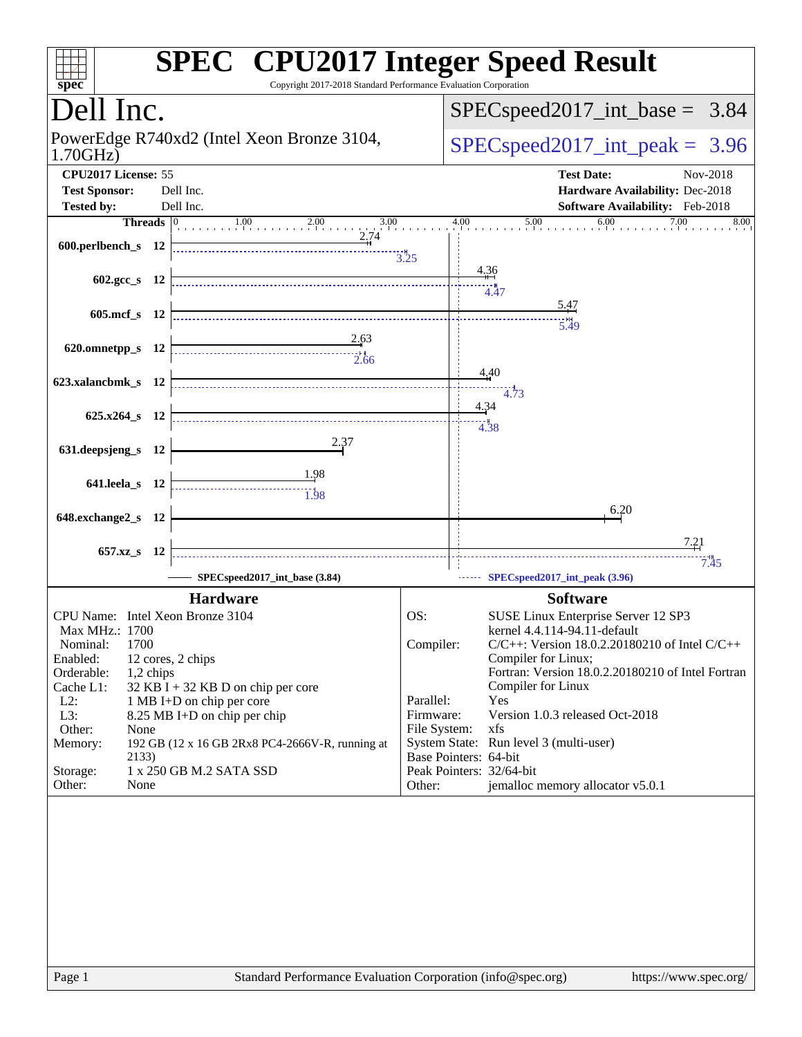# SPEC CPU2017 Integer Speed Result

Copyright 2017-2018 Standard Performance Evaluation Corporation

## Dell Inc.

PowerEdge R740xd2 (Intel Xeon Bronze 3104, 1.70GHz)

SPECspeed2017_int_base = 3.84

SPECspeed2017_int_peak = 3.96

**CPU2017 License:** 55
**Test Sponsor:** Dell Inc.
**Tested by:** Dell Inc.

**Test Date:** Nov-2018
**Hardware Availability:** Dec-2018
**Software Availability:** Feb-2018

| Benchmark | Threads | Base | Peak |
|---|---|---|---|
| 600.perlbench_s | 12 | 2.74 | 3.25 |
| 602.gcc_s | 12 | 4.36 | 4.47 |
| 605.mcf_s | 12 | 5.47 | 5.49 |
| 620.omnetpp_s | 12 | 2.63 | 2.66 |
| 623.xalancbmk_s | 12 | 4.40 | 4.73 |
| 625.x264_s | 12 | 4.34 | 4.38 |
| 631.deepsjeng_s | 12 | 2.37 | |
| 641.leela_s | 12 | 1.98 | 1.98 |
| 648.exchange2_s | 12 | 6.20 | |
| 657.xz_s | 12 | 7.21 | 7.45 |

SPECspeed2017_int_base (3.84)    SPECspeed2017_int_peak (3.96)

## Hardware

| | |
|---|---|
| CPU Name: | Intel Xeon Bronze 3104 |
| Max MHz.: | 1700 |
| Nominal: | 1700 |
| Enabled: | 12 cores, 2 chips |
| Orderable: | 1,2 chips |
| Cache L1: | 32 KB I + 32 KB D on chip per core |
| L2: | 1 MB I+D on chip per core |
| L3: | 8.25 MB I+D on chip per chip |
| Other: | None |
| Memory: | 192 GB (12 x 16 GB 2Rx8 PC4-2666V-R, running at 2133) |
| Storage: | 1 x 250 GB M.2 SATA SSD |
| Other: | None |

## Software

| | |
|---|---|
| OS: | SUSE Linux Enterprise Server 12 SP3 kernel 4.4.114-94.11-default |
| Compiler: | C/C++: Version 18.0.2.20180210 of Intel C/C++ Compiler for Linux; Fortran: Version 18.0.2.20180210 of Intel Fortran Compiler for Linux |
| Parallel: | Yes |
| Firmware: | Version 1.0.3 released Oct-2018 |
| File System: | xfs |
| System State: | Run level 3 (multi-user) |
| Base Pointers: | 64-bit |
| Peak Pointers: | 32/64-bit |
| Other: | jemalloc memory allocator v5.0.1 |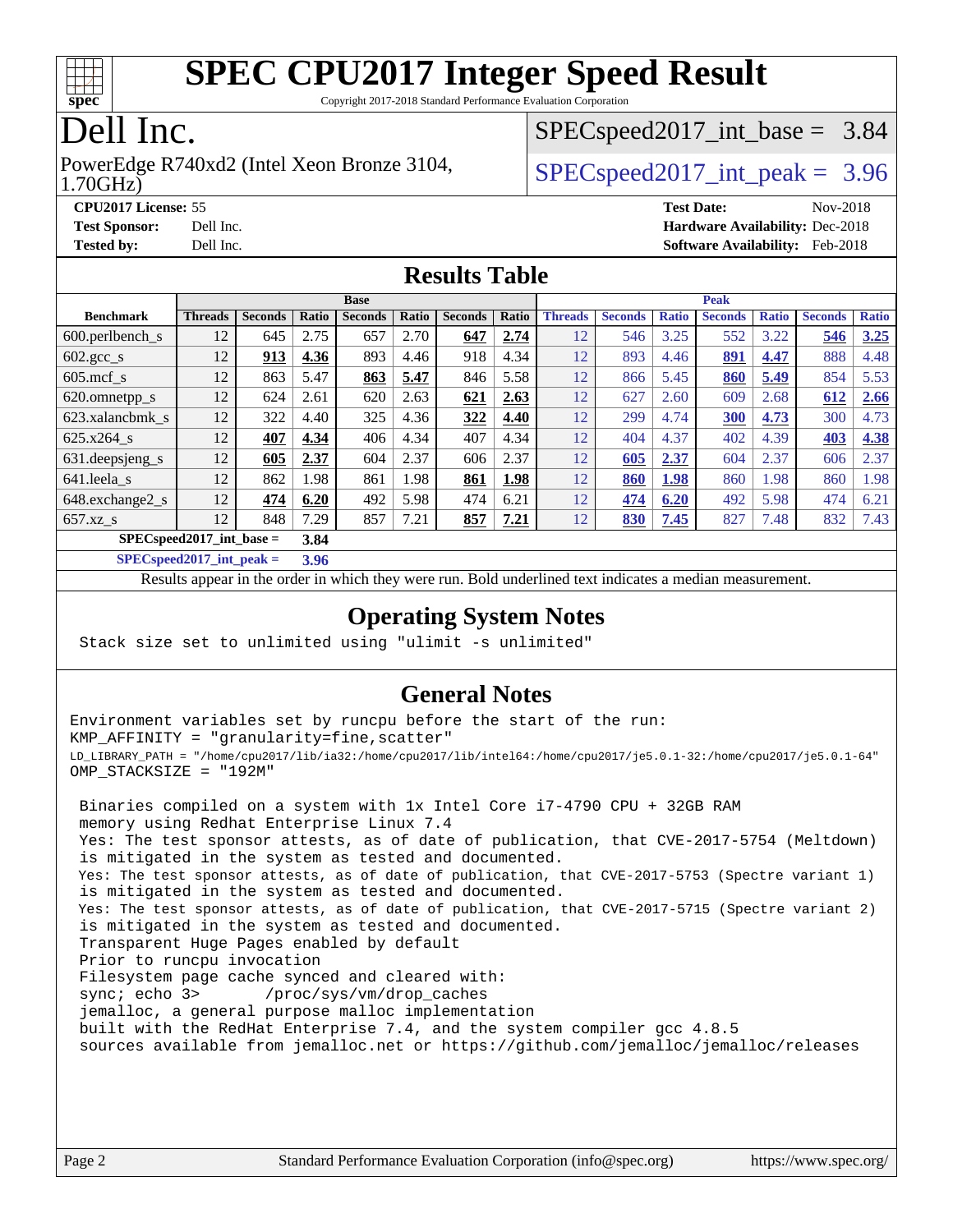# SPEC CPU2017 Integer Speed Result

Copyright 2017-2018 Standard Performance Evaluation Corporation

# Dell Inc.

PowerEdge R740xd2 (Intel Xeon Bronze 3104, 1.70GHz)

SPECspeed2017_int_base = 3.84

SPECspeed2017_int_peak = 3.96

**CPU2017 License:** 55
**Test Sponsor:** Dell Inc.
**Tested by:** Dell Inc.

**Test Date:** Nov-2018
**Hardware Availability:** Dec-2018
**Software Availability:** Feb-2018

## Results Table

| Benchmark | Base | | | | | | | Peak | | | | | | |
|---|---|---|---|---|---|---|---|---|---|---|---|---|---|---|
| | Threads | Seconds | Ratio | Seconds | Ratio | Seconds | Ratio | Threads | Seconds | Ratio | Seconds | Ratio | Seconds | Ratio |
| 600.perlbench_s | 12 | 645 | 2.75 | 657 | 2.70 | **647** | **2.74** | 12 | 546 | 3.25 | 552 | 3.22 | **546** | **3.25** |
| 602.gcc_s | 12 | **913** | **4.36** | 893 | 4.46 | 918 | 4.34 | 12 | 893 | 4.46 | **891** | **4.47** | 888 | 4.48 |
| 605.mcf_s | 12 | 863 | 5.47 | **863** | **5.47** | 846 | 5.58 | 12 | 866 | 5.45 | **860** | **5.49** | 854 | 5.53 |
| 620.omnetpp_s | 12 | 624 | 2.61 | 620 | 2.63 | **621** | **2.63** | 12 | 627 | 2.60 | 609 | 2.68 | **612** | **2.66** |
| 623.xalancbmk_s | 12 | 322 | 4.40 | 325 | 4.36 | **322** | **4.40** | 12 | 299 | 4.74 | **300** | **4.73** | 300 | 4.73 |
| 625.x264_s | 12 | **407** | **4.34** | 406 | 4.34 | 407 | 4.34 | 12 | 404 | 4.37 | 402 | 4.39 | **403** | **4.38** |
| 631.deepsjeng_s | 12 | **605** | **2.37** | 604 | 2.37 | 606 | 2.37 | 12 | **605** | **2.37** | 604 | 2.37 | 606 | 2.37 |
| 641.leela_s | 12 | 862 | 1.98 | 861 | 1.98 | **861** | **1.98** | 12 | **860** | **1.98** | 860 | 1.98 | 860 | 1.98 |
| 648.exchange2_s | 12 | **474** | **6.20** | 492 | 5.98 | 474 | 6.21 | 12 | **474** | **6.20** | 492 | 5.98 | 474 | 6.21 |
| 657.xz_s | 12 | 848 | 7.29 | 857 | 7.21 | **857** | **7.21** | 12 | **830** | **7.45** | 827 | 7.48 | 832 | 7.43 |

**SPECspeed2017_int_base =** **3.84**

**SPECspeed2017_int_peak =** **3.96**

Results appear in the order in which they were run. Bold underlined text indicates a median measurement.

## Operating System Notes

```
Stack size set to unlimited using "ulimit -s unlimited"
```

## General Notes

```
Environment variables set by runcpu before the start of the run:
KMP_AFFINITY = "granularity=fine,scatter"
LD_LIBRARY_PATH = "/home/cpu2017/lib/ia32:/home/cpu2017/lib/intel64:/home/cpu2017/je5.0.1-32:/home/cpu2017/je5.0.1-64"
OMP_STACKSIZE = "192M"

 Binaries compiled on a system with 1x Intel Core i7-4790 CPU + 32GB RAM
 memory using Redhat Enterprise Linux 7.4
 Yes: The test sponsor attests, as of date of publication, that CVE-2017-5754 (Meltdown)
 is mitigated in the system as tested and documented.
 Yes: The test sponsor attests, as of date of publication, that CVE-2017-5753 (Spectre variant 1)
 is mitigated in the system as tested and documented.
 Yes: The test sponsor attests, as of date of publication, that CVE-2017-5715 (Spectre variant 2)
 is mitigated in the system as tested and documented.
 Transparent Huge Pages enabled by default
 Prior to runcpu invocation
 Filesystem page cache synced and cleared with:
 sync; echo 3>       /proc/sys/vm/drop_caches
 jemalloc, a general purpose malloc implementation
 built with the RedHat Enterprise 7.4, and the system compiler gcc 4.8.5
 sources available from jemalloc.net or https://github.com/jemalloc/jemalloc/releases
```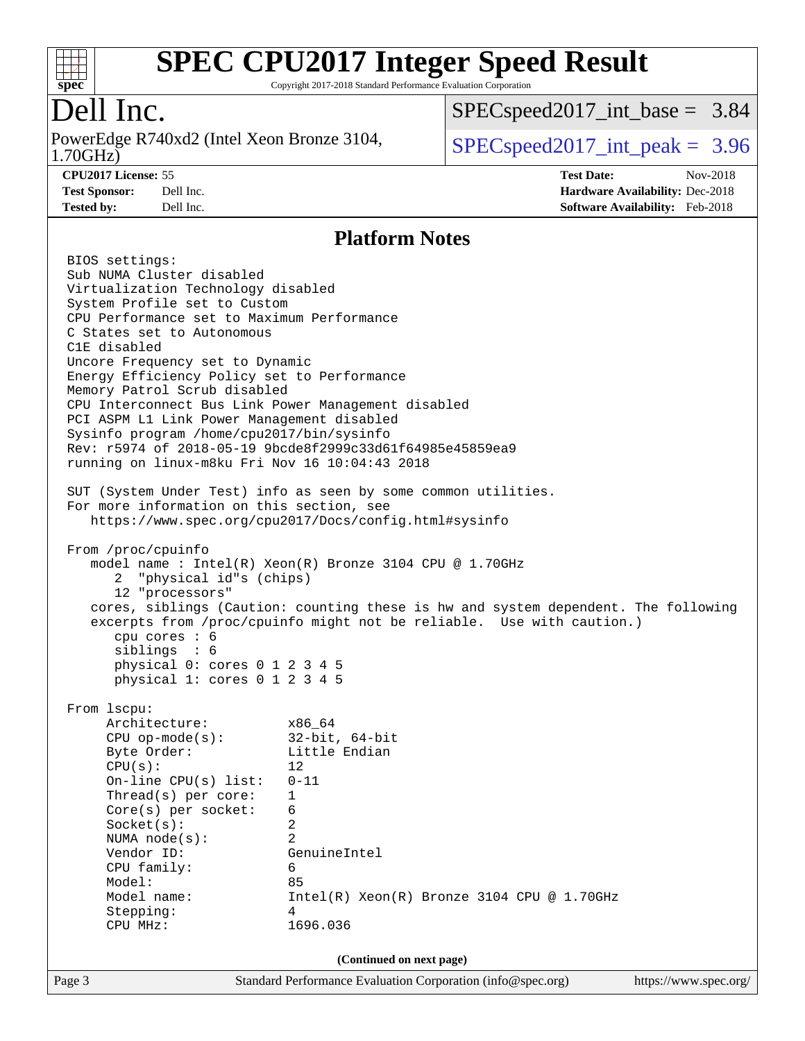# SPEC CPU2017 Integer Speed Result

Copyright 2017-2018 Standard Performance Evaluation Corporation

## Dell Inc.

PowerEdge R740xd2 (Intel Xeon Bronze 3104, 1.70GHz)

SPECspeed2017_int_base = 3.84

SPECspeed2017_int_peak = 3.96

**CPU2017 License:** 55
**Test Sponsor:** Dell Inc.
**Tested by:** Dell Inc.

**Test Date:** Nov-2018
**Hardware Availability:** Dec-2018
**Software Availability:** Feb-2018

## Platform Notes

```
BIOS settings:
Sub NUMA Cluster disabled
Virtualization Technology disabled
System Profile set to Custom
CPU Performance set to Maximum Performance
C States set to Autonomous
C1E disabled
Uncore Frequency set to Dynamic
Energy Efficiency Policy set to Performance
Memory Patrol Scrub disabled
CPU Interconnect Bus Link Power Management disabled
PCI ASPM L1 Link Power Management disabled
Sysinfo program /home/cpu2017/bin/sysinfo
Rev: r5974 of 2018-05-19 9bcde8f2999c33d61f64985e45859ea9
running on linux-m8ku Fri Nov 16 10:04:43 2018

SUT (System Under Test) info as seen by some common utilities.
For more information on this section, see
   https://www.spec.org/cpu2017/Docs/config.html#sysinfo

From /proc/cpuinfo
   model name : Intel(R) Xeon(R) Bronze 3104 CPU @ 1.70GHz
      2  "physical id"s (chips)
      12 "processors"
   cores, siblings (Caution: counting these is hw and system dependent. The following
   excerpts from /proc/cpuinfo might not be reliable.  Use with caution.)
      cpu cores : 6
      siblings  : 6
      physical 0: cores 0 1 2 3 4 5
      physical 1: cores 0 1 2 3 4 5

From lscpu:
     Architecture:          x86_64
     CPU op-mode(s):        32-bit, 64-bit
     Byte Order:            Little Endian
     CPU(s):                12
     On-line CPU(s) list:   0-11
     Thread(s) per core:    1
     Core(s) per socket:    6
     Socket(s):             2
     NUMA node(s):          2
     Vendor ID:             GenuineIntel
     CPU family:            6
     Model:                 85
     Model name:            Intel(R) Xeon(R) Bronze 3104 CPU @ 1.70GHz
     Stepping:              4
     CPU MHz:               1696.036
```

**(Continued on next page)**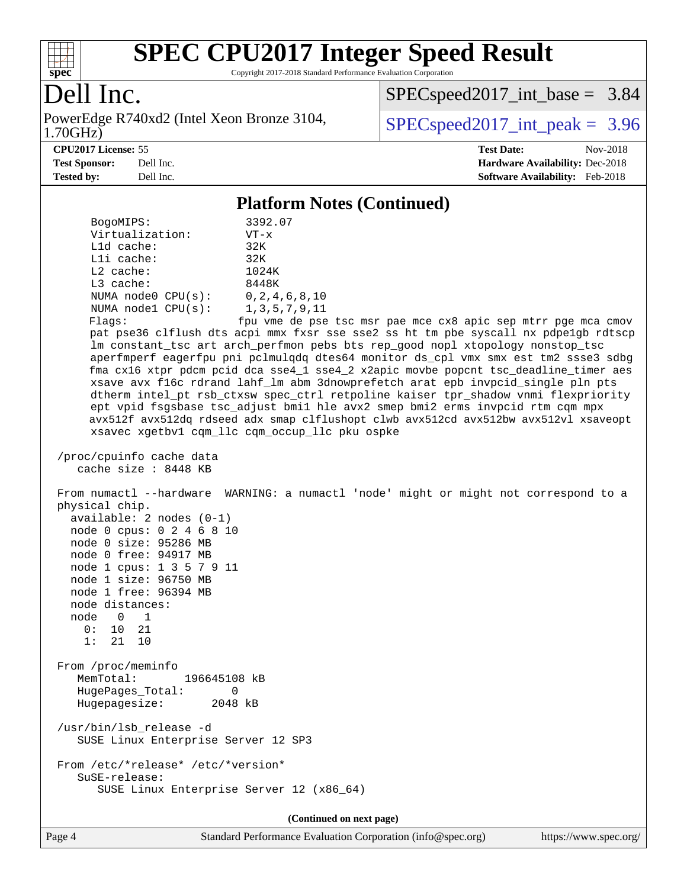## Platform Notes (Continued)

```
      BogoMIPS:              3392.07
      Virtualization:        VT-x
      L1d cache:             32K
      L1i cache:             32K
      L2 cache:              1024K
      L3 cache:              8448K
      NUMA node0 CPU(s):     0,2,4,6,8,10
      NUMA node1 CPU(s):     1,3,5,7,9,11
      Flags:                 fpu vme de pse tsc msr pae mce cx8 apic sep mtrr pge mca cmov
      pat pse36 clflush dts acpi mmx fxsr sse sse2 ss ht tm pbe syscall nx pdpe1gb rdtscp
      lm constant_tsc art arch_perfmon pebs bts rep_good nopl xtopology nonstop_tsc
      aperfmperf eagerfpu pni pclmulqdq dtes64 monitor ds_cpl vmx smx est tm2 ssse3 sdbg
      fma cx16 xtpr pdcm pcid dca sse4_1 sse4_2 x2apic movbe popcnt tsc_deadline_timer aes
      xsave avx f16c rdrand lahf_lm abm 3dnowprefetch arat epb invpcid_single pln pts
      dtherm intel_pt rsb_ctxsw spec_ctrl retpoline kaiser tpr_shadow vnmi flexpriority
      ept vpid fsgsbase tsc_adjust bmi1 hle avx2 smep bmi2 erms invpcid rtm cqm mpx
      avx512f avx512dq rdseed adx smap clflushopt clwb avx512cd avx512bw avx512vl xsaveopt
      xsavec xgetbv1 cqm_llc cqm_occup_llc pku ospke

 /proc/cpuinfo cache data
    cache size : 8448 KB

 From numactl --hardware  WARNING: a numactl 'node' might or might not correspond to a
 physical chip.
   available: 2 nodes (0-1)
   node 0 cpus: 0 2 4 6 8 10
   node 0 size: 95286 MB
   node 0 free: 94917 MB
   node 1 cpus: 1 3 5 7 9 11
   node 1 size: 96750 MB
   node 1 free: 96394 MB
   node distances:
   node   0   1
     0:  10  21
     1:  21  10

 From /proc/meminfo
    MemTotal:       196645108 kB
    HugePages_Total:       0
    Hugepagesize:       2048 kB

 /usr/bin/lsb_release -d
    SUSE Linux Enterprise Server 12 SP3

 From /etc/*release* /etc/*version*
    SuSE-release:
       SUSE Linux Enterprise Server 12 (x86_64)
```

(Continued on next page)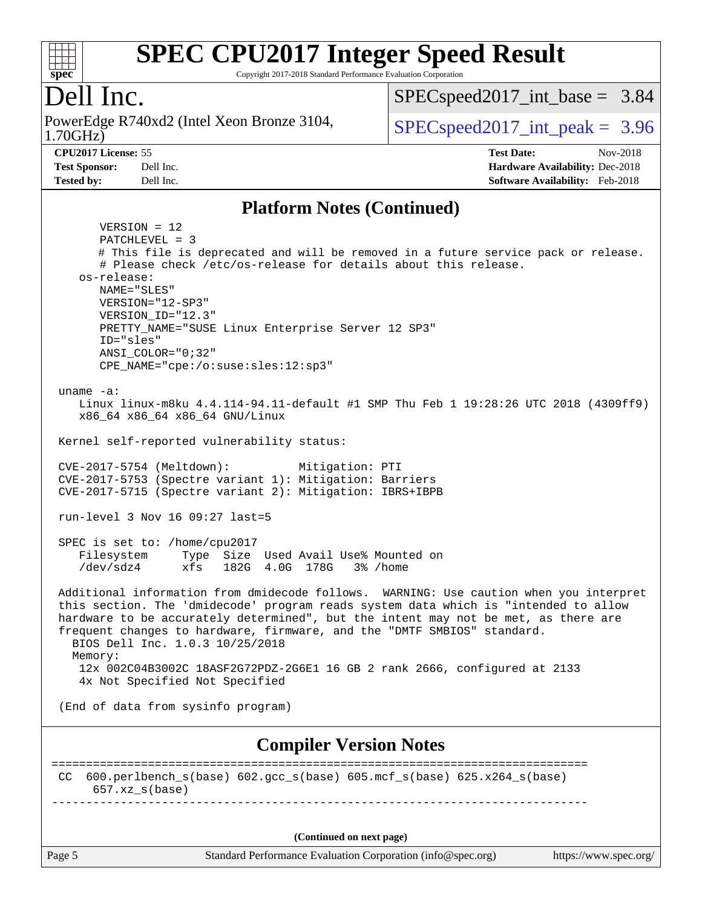# SPEC CPU2017 Integer Speed Result

Copyright 2017-2018 Standard Performance Evaluation Corporation

## Dell Inc.

PowerEdge R740xd2 (Intel Xeon Bronze 3104, 1.70GHz)

SPECspeed2017_int_base = 3.84

SPECspeed2017_int_peak = 3.96

**CPU2017 License:** 55
**Test Sponsor:** Dell Inc.
**Tested by:** Dell Inc.

**Test Date:** Nov-2018
**Hardware Availability:** Dec-2018
**Software Availability:** Feb-2018

## Platform Notes (Continued)

```
      VERSION = 12
      PATCHLEVEL = 3
      # This file is deprecated and will be removed in a future service pack or release.
      # Please check /etc/os-release for details about this release.
   os-release:
      NAME="SLES"
      VERSION="12-SP3"
      VERSION_ID="12.3"
      PRETTY_NAME="SUSE Linux Enterprise Server 12 SP3"
      ID="sles"
      ANSI_COLOR="0;32"
      CPE_NAME="cpe:/o:suse:sles:12:sp3"

uname -a:
   Linux linux-m8ku 4.4.114-94.11-default #1 SMP Thu Feb 1 19:28:26 UTC 2018 (4309ff9)
   x86_64 x86_64 x86_64 GNU/Linux

Kernel self-reported vulnerability status:

CVE-2017-5754 (Meltdown):          Mitigation: PTI
CVE-2017-5753 (Spectre variant 1): Mitigation: Barriers
CVE-2017-5715 (Spectre variant 2): Mitigation: IBRS+IBPB

run-level 3 Nov 16 09:27 last=5

SPEC is set to: /home/cpu2017
   Filesystem     Type  Size  Used Avail Use% Mounted on
   /dev/sdz4      xfs   182G  4.0G  178G   3% /home

Additional information from dmidecode follows.  WARNING: Use caution when you interpret
this section. The 'dmidecode' program reads system data which is "intended to allow
hardware to be accurately determined", but the intent may not be met, as there are
frequent changes to hardware, firmware, and the "DMTF SMBIOS" standard.
  BIOS Dell Inc. 1.0.3 10/25/2018
  Memory:
   12x 002C04B3002C 18ASF2G72PDZ-2G6E1 16 GB 2 rank 2666, configured at 2133
   4x Not Specified Not Specified

(End of data from sysinfo program)
```

## Compiler Version Notes

```
==============================================================================
CC  600.perlbench_s(base) 602.gcc_s(base) 605.mcf_s(base) 625.x264_s(base)
     657.xz_s(base)
------------------------------------------------------------------------------
```

(Continued on next page)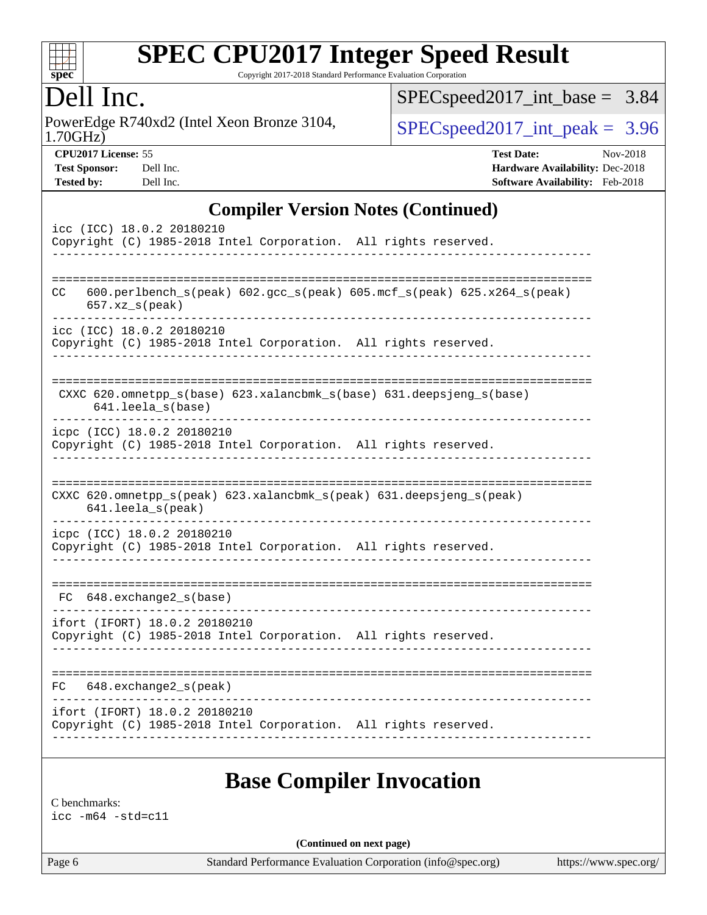## Compiler Version Notes (Continued)

```
icc (ICC) 18.0.2 20180210
Copyright (C) 1985-2018 Intel Corporation.  All rights reserved.
------------------------------------------------------------------------------

==============================================================================
CC   600.perlbench_s(peak) 602.gcc_s(peak) 605.mcf_s(peak) 625.x264_s(peak)
     657.xz_s(peak)
------------------------------------------------------------------------------
icc (ICC) 18.0.2 20180210
Copyright (C) 1985-2018 Intel Corporation.  All rights reserved.
------------------------------------------------------------------------------

==============================================================================
 CXXC 620.omnetpp_s(base) 623.xalancbmk_s(base) 631.deepsjeng_s(base)
      641.leela_s(base)
------------------------------------------------------------------------------
icpc (ICC) 18.0.2 20180210
Copyright (C) 1985-2018 Intel Corporation.  All rights reserved.
------------------------------------------------------------------------------

==============================================================================
CXXC 620.omnetpp_s(peak) 623.xalancbmk_s(peak) 631.deepsjeng_s(peak)
     641.leela_s(peak)
------------------------------------------------------------------------------
icpc (ICC) 18.0.2 20180210
Copyright (C) 1985-2018 Intel Corporation.  All rights reserved.
------------------------------------------------------------------------------

==============================================================================
 FC  648.exchange2_s(base)
------------------------------------------------------------------------------
ifort (IFORT) 18.0.2 20180210
Copyright (C) 1985-2018 Intel Corporation.  All rights reserved.
------------------------------------------------------------------------------

==============================================================================
FC   648.exchange2_s(peak)
------------------------------------------------------------------------------
ifort (IFORT) 18.0.2 20180210
Copyright (C) 1985-2018 Intel Corporation.  All rights reserved.
------------------------------------------------------------------------------
```

## Base Compiler Invocation

C benchmarks:
icc -m64 -std=c11

**(Continued on next page)**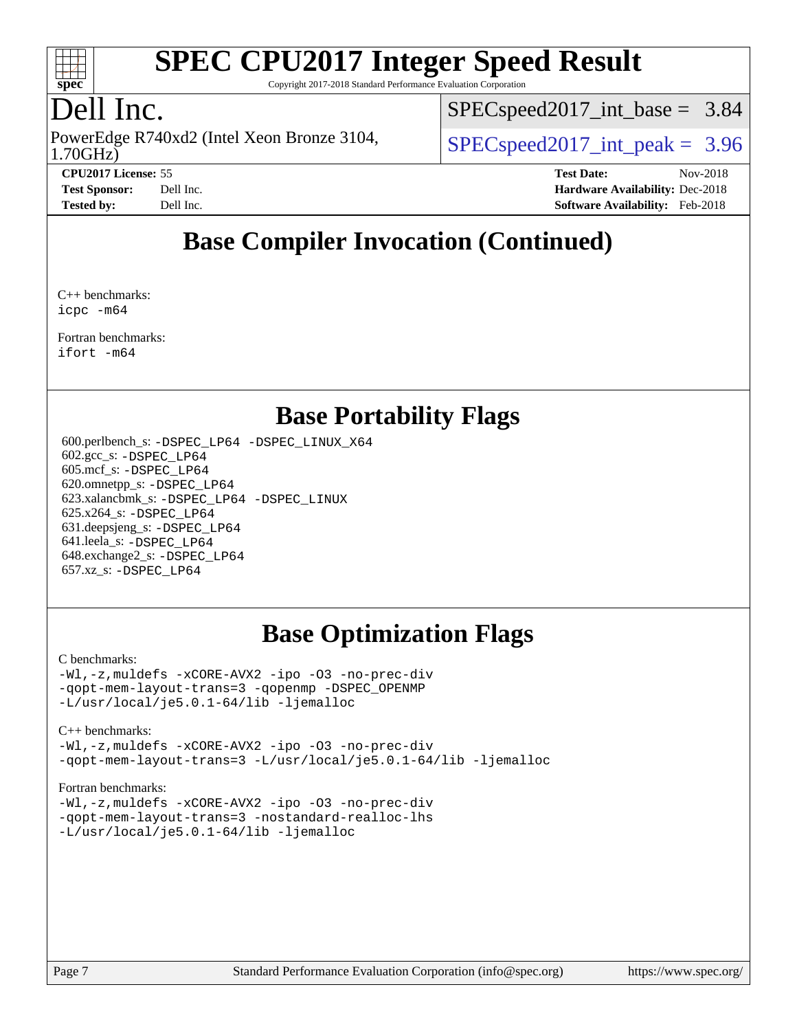# SPEC CPU2017 Integer Speed Result

Copyright 2017-2018 Standard Performance Evaluation Corporation

# Dell Inc.

PowerEdge R740xd2 (Intel Xeon Bronze 3104, 1.70GHz)

SPECspeed2017_int_base = 3.84

SPECspeed2017_int_peak = 3.96

**CPU2017 License:** 55
**Test Sponsor:** Dell Inc.
**Tested by:** Dell Inc.

**Test Date:** Nov-2018
**Hardware Availability:** Dec-2018
**Software Availability:** Feb-2018

## Base Compiler Invocation (Continued)

C++ benchmarks:
```
icpc -m64
```

Fortran benchmarks:
```
ifort -m64
```

## Base Portability Flags

600.perlbench_s: `-DSPEC_LP64 -DSPEC_LINUX_X64`
602.gcc_s: `-DSPEC_LP64`
605.mcf_s: `-DSPEC_LP64`
620.omnetpp_s: `-DSPEC_LP64`
623.xalancbmk_s: `-DSPEC_LP64 -DSPEC_LINUX`
625.x264_s: `-DSPEC_LP64`
631.deepsjeng_s: `-DSPEC_LP64`
641.leela_s: `-DSPEC_LP64`
648.exchange2_s: `-DSPEC_LP64`
657.xz_s: `-DSPEC_LP64`

## Base Optimization Flags

C benchmarks:
```
-Wl,-z,muldefs -xCORE-AVX2 -ipo -O3 -no-prec-div
-qopt-mem-layout-trans=3 -qopenmp -DSPEC_OPENMP
-L/usr/local/je5.0.1-64/lib -ljemalloc
```

C++ benchmarks:
```
-Wl,-z,muldefs -xCORE-AVX2 -ipo -O3 -no-prec-div
-qopt-mem-layout-trans=3 -L/usr/local/je5.0.1-64/lib -ljemalloc
```

Fortran benchmarks:
```
-Wl,-z,muldefs -xCORE-AVX2 -ipo -O3 -no-prec-div
-qopt-mem-layout-trans=3 -nostandard-realloc-lhs
-L/usr/local/je5.0.1-64/lib -ljemalloc
```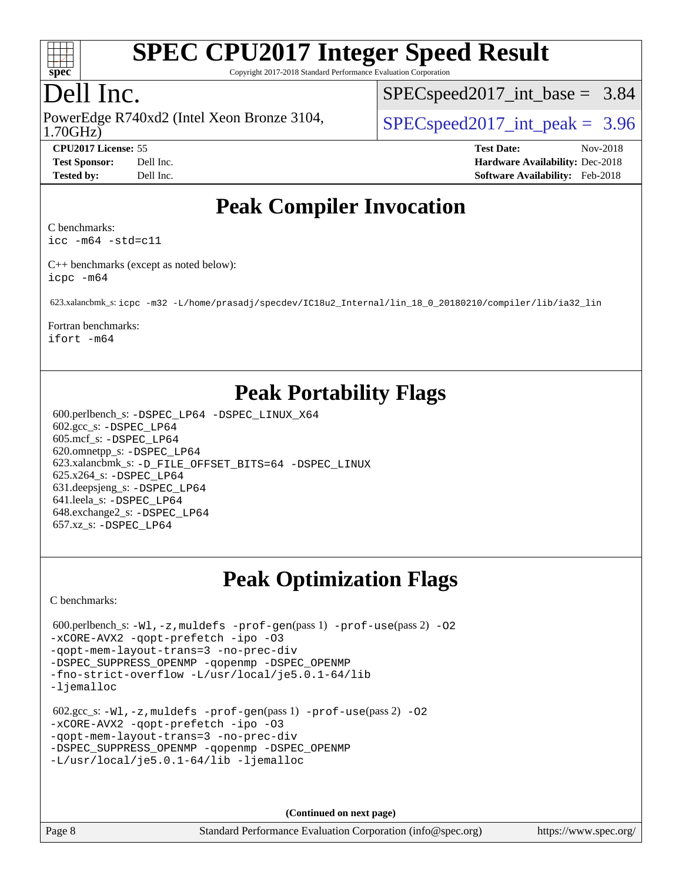# Peak Compiler Invocation

C benchmarks:
icc -m64 -std=c11

C++ benchmarks (except as noted below):
icpc -m64

623.xalancbmk_s: icpc -m32 -L/home/prasadj/specdev/IC18u2_Internal/lin_18_0_20180210/compiler/lib/ia32_lin

Fortran benchmarks:
ifort -m64

# Peak Portability Flags

600.perlbench_s: -DSPEC_LP64 -DSPEC_LINUX_X64
602.gcc_s: -DSPEC_LP64
605.mcf_s: -DSPEC_LP64
620.omnetpp_s: -DSPEC_LP64
623.xalancbmk_s: -D_FILE_OFFSET_BITS=64 -DSPEC_LINUX
625.x264_s: -DSPEC_LP64
631.deepsjeng_s: -DSPEC_LP64
641.leela_s: -DSPEC_LP64
648.exchange2_s: -DSPEC_LP64
657.xz_s: -DSPEC_LP64

# Peak Optimization Flags

C benchmarks:

600.perlbench_s: -Wl,-z,muldefs -prof-gen(pass 1) -prof-use(pass 2) -O2 -xCORE-AVX2 -qopt-prefetch -ipo -O3 -qopt-mem-layout-trans=3 -no-prec-div -DSPEC_SUPPRESS_OPENMP -qopenmp -DSPEC_OPENMP -fno-strict-overflow -L/usr/local/je5.0.1-64/lib -ljemalloc

602.gcc_s: -Wl,-z,muldefs -prof-gen(pass 1) -prof-use(pass 2) -O2 -xCORE-AVX2 -qopt-prefetch -ipo -O3 -qopt-mem-layout-trans=3 -no-prec-div -DSPEC_SUPPRESS_OPENMP -qopenmp -DSPEC_OPENMP -L/usr/local/je5.0.1-64/lib -ljemalloc

(Continued on next page)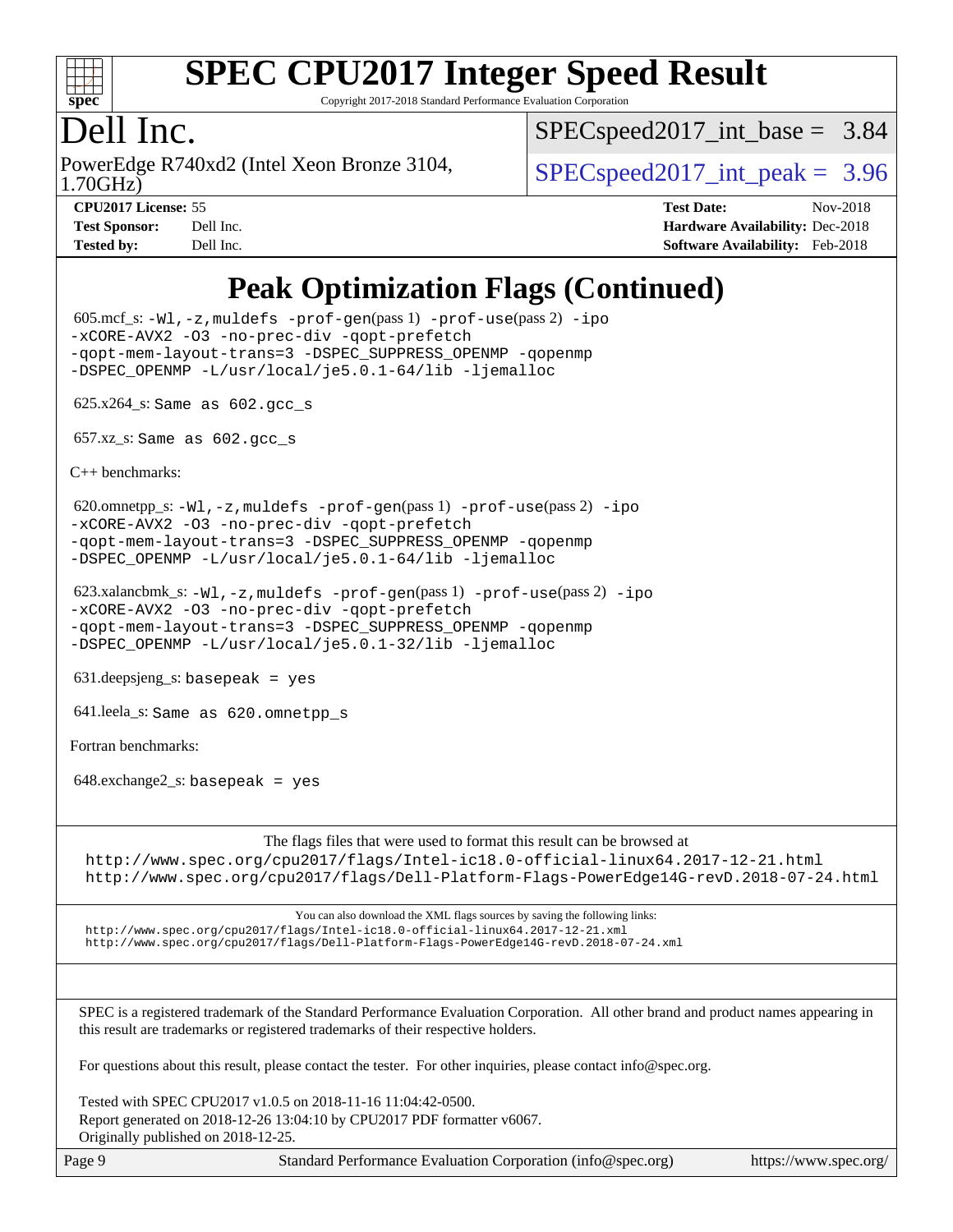# SPEC CPU2017 Integer Speed Result

Copyright 2017-2018 Standard Performance Evaluation Corporation

**Dell Inc.**

PowerEdge R740xd2 (Intel Xeon Bronze 3104, 1.70GHz)

SPECspeed2017_int_base = 3.84

SPECspeed2017_int_peak = 3.96

| | | | |
|---|---|---|---|
| **CPU2017 License:** | 55 | **Test Date:** | Nov-2018 |
| **Test Sponsor:** | Dell Inc. | **Hardware Availability:** | Dec-2018 |
| **Tested by:** | Dell Inc. | **Software Availability:** | Feb-2018 |

## Peak Optimization Flags (Continued)

605.mcf_s: `-Wl,-z,muldefs -prof-gen`(pass 1) `-prof-use`(pass 2) `-ipo -xCORE-AVX2 -O3 -no-prec-div -qopt-prefetch -qopt-mem-layout-trans=3 -DSPEC_SUPPRESS_OPENMP -qopenmp -DSPEC_OPENMP -L/usr/local/je5.0.1-64/lib -ljemalloc`

625.x264_s: `Same as 602.gcc_s`

657.xz_s: `Same as 602.gcc_s`

C++ benchmarks:

620.omnetpp_s: `-Wl,-z,muldefs -prof-gen`(pass 1) `-prof-use`(pass 2) `-ipo -xCORE-AVX2 -O3 -no-prec-div -qopt-prefetch -qopt-mem-layout-trans=3 -DSPEC_SUPPRESS_OPENMP -qopenmp -DSPEC_OPENMP -L/usr/local/je5.0.1-64/lib -ljemalloc`

623.xalancbmk_s: `-Wl,-z,muldefs -prof-gen`(pass 1) `-prof-use`(pass 2) `-ipo -xCORE-AVX2 -O3 -no-prec-div -qopt-prefetch -qopt-mem-layout-trans=3 -DSPEC_SUPPRESS_OPENMP -qopenmp -DSPEC_OPENMP -L/usr/local/je5.0.1-32/lib -ljemalloc`

631.deepsjeng_s: `basepeak = yes`

641.leela_s: `Same as 620.omnetpp_s`

Fortran benchmarks:

648.exchange2_s: `basepeak = yes`

The flags files that were used to format this result can be browsed at
http://www.spec.org/cpu2017/flags/Intel-ic18.0-official-linux64.2017-12-21.html
http://www.spec.org/cpu2017/flags/Dell-Platform-Flags-PowerEdge14G-revD.2018-07-24.html

You can also download the XML flags sources by saving the following links:
http://www.spec.org/cpu2017/flags/Intel-ic18.0-official-linux64.2017-12-21.xml
http://www.spec.org/cpu2017/flags/Dell-Platform-Flags-PowerEdge14G-revD.2018-07-24.xml

SPEC is a registered trademark of the Standard Performance Evaluation Corporation. All other brand and product names appearing in this result are trademarks or registered trademarks of their respective holders.

For questions about this result, please contact the tester. For other inquiries, please contact info@spec.org.

Tested with SPEC CPU2017 v1.0.5 on 2018-11-16 11:04:42-0500.
Report generated on 2018-12-26 13:04:10 by CPU2017 PDF formatter v6067.
Originally published on 2018-12-25.